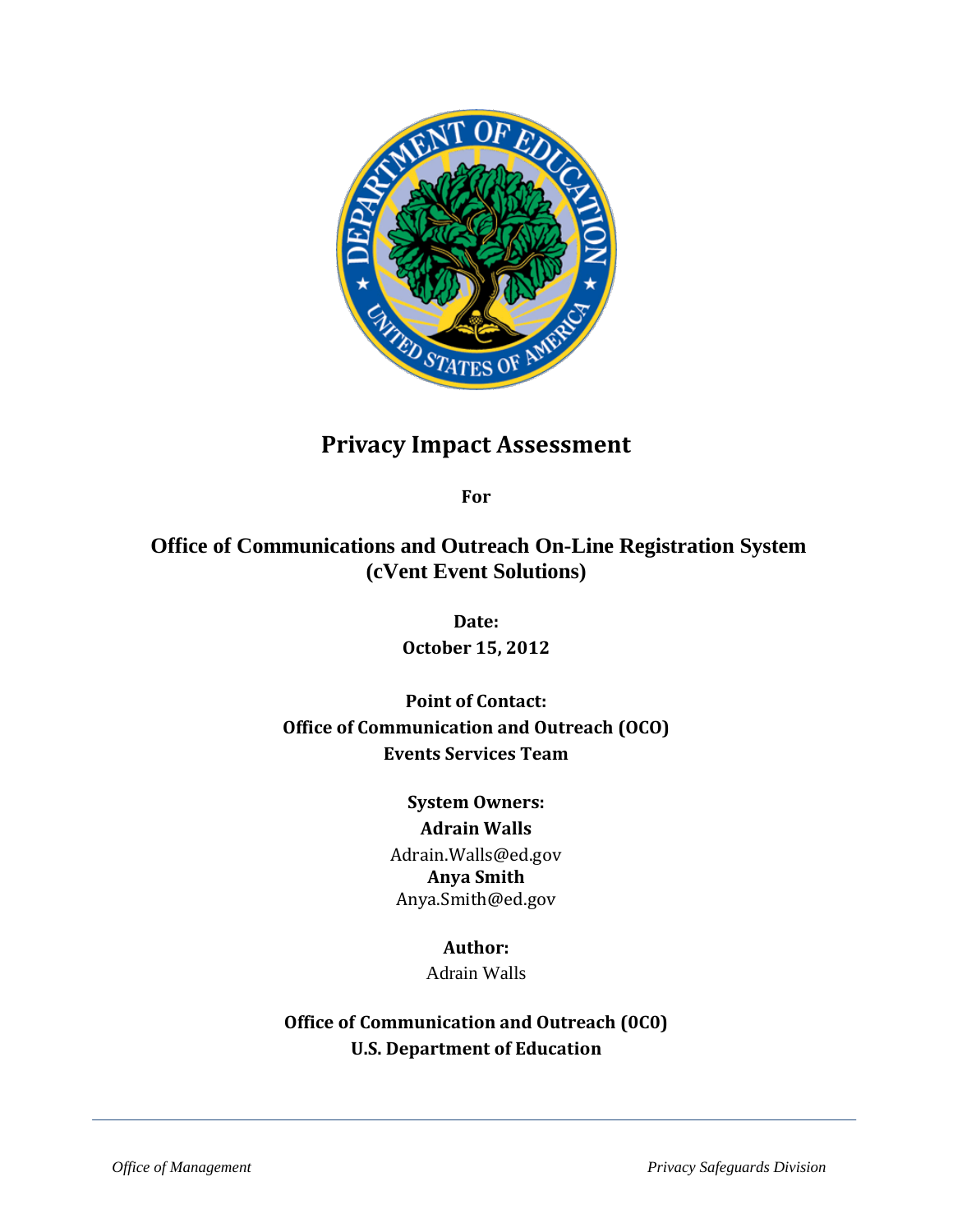# Privacy Impact Assessment

**For**

## Office of Communications and Outreach On-Line Registration System (cVent Event Solutions)

**Date:**
**October 15, 2012**

**Point of Contact:**
**Office of Communication and Outreach (OCO)**
**Events Services Team**

**System Owners:**
**Adrain Walls**
Adrain.Walls@ed.gov
**Anya Smith**
Anya.Smith@ed.gov

**Author:**
Adrain Walls

**Office of Communication and Outreach (0C0)**
**U.S. Department of Education**

*Office of Management* *Privacy Safeguards Division*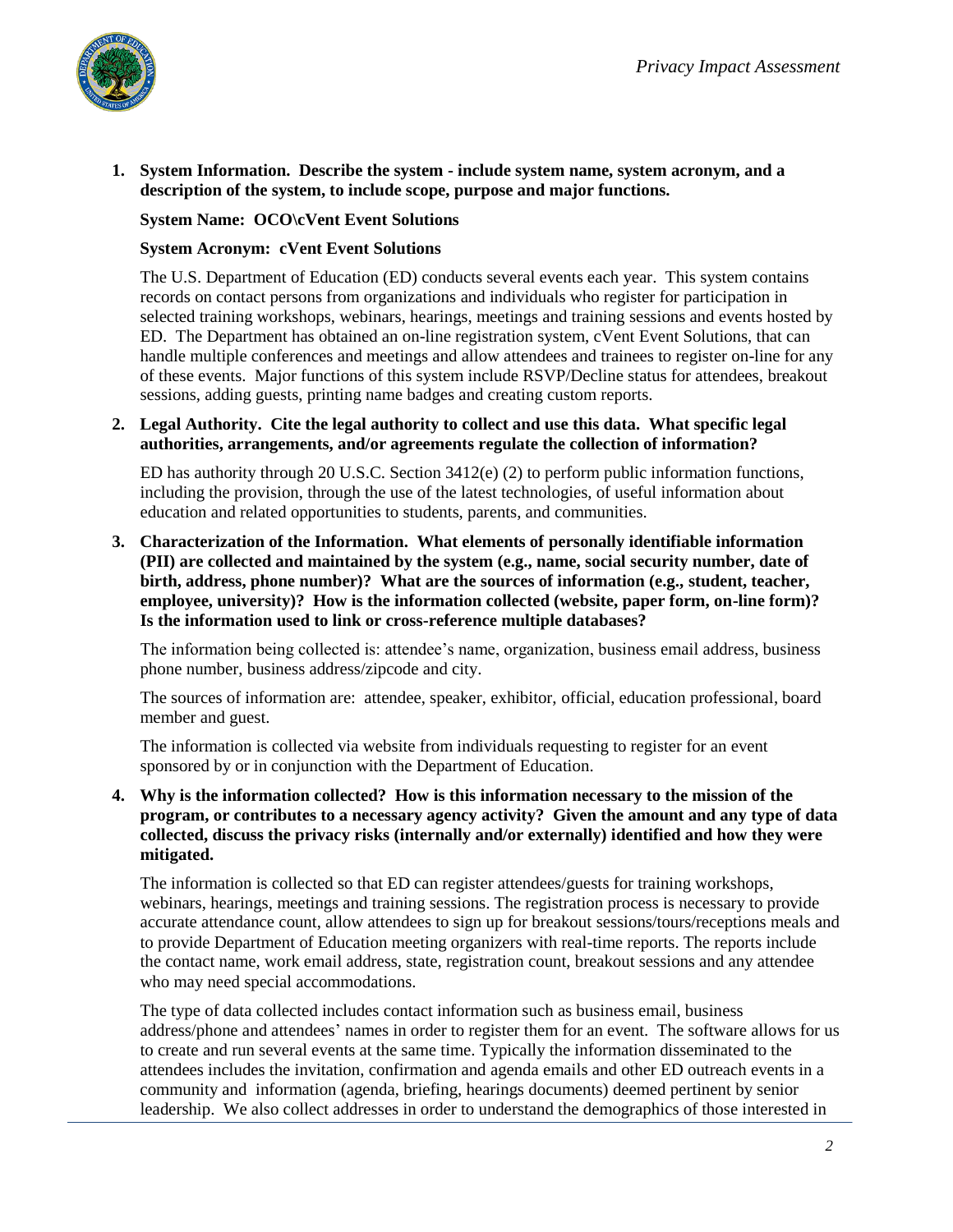**1. System Information. Describe the system - include system name, system acronym, and a description of the system, to include scope, purpose and major functions.**

**System Name: OCO\cVent Event Solutions**

**System Acronym: cVent Event Solutions**

The U.S. Department of Education (ED) conducts several events each year. This system contains records on contact persons from organizations and individuals who register for participation in selected training workshops, webinars, hearings, meetings and training sessions and events hosted by ED. The Department has obtained an on-line registration system, cVent Event Solutions, that can handle multiple conferences and meetings and allow attendees and trainees to register on-line for any of these events. Major functions of this system include RSVP/Decline status for attendees, breakout sessions, adding guests, printing name badges and creating custom reports.

**2. Legal Authority. Cite the legal authority to collect and use this data. What specific legal authorities, arrangements, and/or agreements regulate the collection of information?**

ED has authority through 20 U.S.C. Section 3412(e) (2) to perform public information functions, including the provision, through the use of the latest technologies, of useful information about education and related opportunities to students, parents, and communities.

**3. Characterization of the Information. What elements of personally identifiable information (PII) are collected and maintained by the system (e.g., name, social security number, date of birth, address, phone number)? What are the sources of information (e.g., student, teacher, employee, university)? How is the information collected (website, paper form, on-line form)? Is the information used to link or cross-reference multiple databases?**

The information being collected is: attendee's name, organization, business email address, business phone number, business address/zipcode and city.

The sources of information are: attendee, speaker, exhibitor, official, education professional, board member and guest.

The information is collected via website from individuals requesting to register for an event sponsored by or in conjunction with the Department of Education.

**4. Why is the information collected? How is this information necessary to the mission of the program, or contributes to a necessary agency activity? Given the amount and any type of data collected, discuss the privacy risks (internally and/or externally) identified and how they were mitigated.**

The information is collected so that ED can register attendees/guests for training workshops, webinars, hearings, meetings and training sessions. The registration process is necessary to provide accurate attendance count, allow attendees to sign up for breakout sessions/tours/receptions meals and to provide Department of Education meeting organizers with real-time reports. The reports include the contact name, work email address, state, registration count, breakout sessions and any attendee who may need special accommodations.

The type of data collected includes contact information such as business email, business address/phone and attendees' names in order to register them for an event. The software allows for us to create and run several events at the same time. Typically the information disseminated to the attendees includes the invitation, confirmation and agenda emails and other ED outreach events in a community and information (agenda, briefing, hearings documents) deemed pertinent by senior leadership. We also collect addresses in order to understand the demographics of those interested in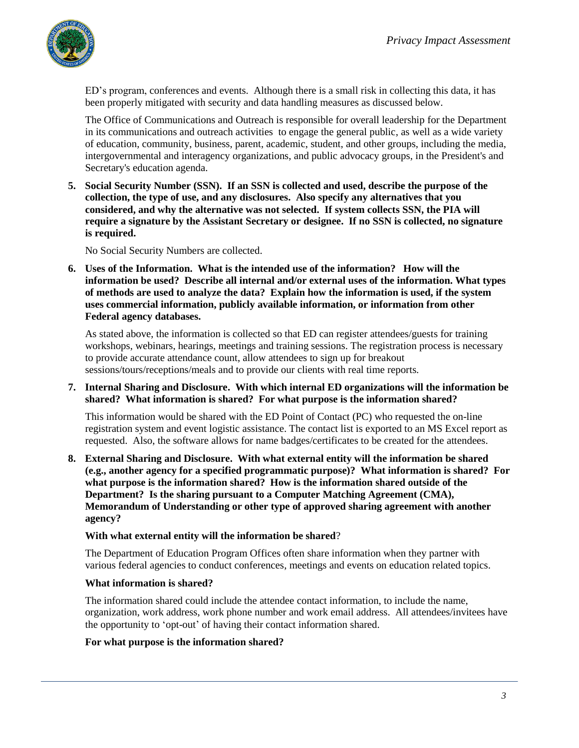ED's program, conferences and events. Although there is a small risk in collecting this data, it has been properly mitigated with security and data handling measures as discussed below.

The Office of Communications and Outreach is responsible for overall leadership for the Department in its communications and outreach activities to engage the general public, as well as a wide variety of education, community, business, parent, academic, student, and other groups, including the media, intergovernmental and interagency organizations, and public advocacy groups, in the President's and Secretary's education agenda.

**5. Social Security Number (SSN). If an SSN is collected and used, describe the purpose of the collection, the type of use, and any disclosures. Also specify any alternatives that you considered, and why the alternative was not selected. If system collects SSN, the PIA will require a signature by the Assistant Secretary or designee. If no SSN is collected, no signature is required.**

No Social Security Numbers are collected.

**6. Uses of the Information. What is the intended use of the information? How will the information be used? Describe all internal and/or external uses of the information. What types of methods are used to analyze the data? Explain how the information is used, if the system uses commercial information, publicly available information, or information from other Federal agency databases.**

As stated above, the information is collected so that ED can register attendees/guests for training workshops, webinars, hearings, meetings and training sessions. The registration process is necessary to provide accurate attendance count, allow attendees to sign up for breakout sessions/tours/receptions/meals and to provide our clients with real time reports.

**7. Internal Sharing and Disclosure. With which internal ED organizations will the information be shared? What information is shared? For what purpose is the information shared?**

This information would be shared with the ED Point of Contact (PC) who requested the on-line registration system and event logistic assistance. The contact list is exported to an MS Excel report as requested. Also, the software allows for name badges/certificates to be created for the attendees.

**8. External Sharing and Disclosure. With what external entity will the information be shared (e.g., another agency for a specified programmatic purpose)? What information is shared? For what purpose is the information shared? How is the information shared outside of the Department? Is the sharing pursuant to a Computer Matching Agreement (CMA), Memorandum of Understanding or other type of approved sharing agreement with another agency?**

**With what external entity will the information be shared**?

The Department of Education Program Offices often share information when they partner with various federal agencies to conduct conferences, meetings and events on education related topics.

**What information is shared?**

The information shared could include the attendee contact information, to include the name, organization, work address, work phone number and work email address. All attendees/invitees have the opportunity to 'opt-out' of having their contact information shared.

**For what purpose is the information shared?**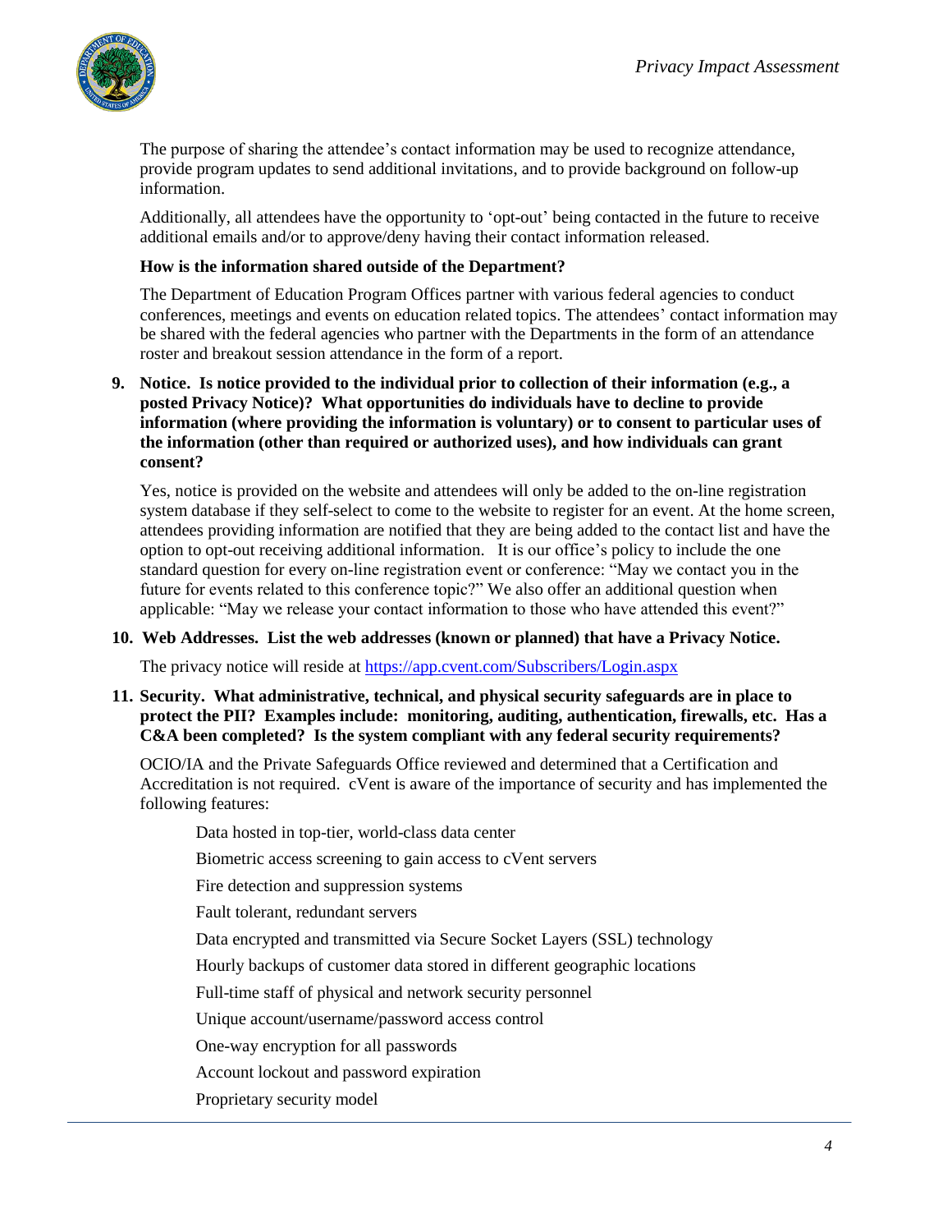The purpose of sharing the attendee's contact information may be used to recognize attendance, provide program updates to send additional invitations, and to provide background on follow-up information.

Additionally, all attendees have the opportunity to 'opt-out' being contacted in the future to receive additional emails and/or to approve/deny having their contact information released.

**How is the information shared outside of the Department?**

The Department of Education Program Offices partner with various federal agencies to conduct conferences, meetings and events on education related topics. The attendees' contact information may be shared with the federal agencies who partner with the Departments in the form of an attendance roster and breakout session attendance in the form of a report.

**9. Notice. Is notice provided to the individual prior to collection of their information (e.g., a posted Privacy Notice)? What opportunities do individuals have to decline to provide information (where providing the information is voluntary) or to consent to particular uses of the information (other than required or authorized uses), and how individuals can grant consent?**

Yes, notice is provided on the website and attendees will only be added to the on-line registration system database if they self-select to come to the website to register for an event. At the home screen, attendees providing information are notified that they are being added to the contact list and have the option to opt-out receiving additional information. It is our office's policy to include the one standard question for every on-line registration event or conference: "May we contact you in the future for events related to this conference topic?" We also offer an additional question when applicable: "May we release your contact information to those who have attended this event?"

**10. Web Addresses. List the web addresses (known or planned) that have a Privacy Notice.**

The privacy notice will reside at https://app.cvent.com/Subscribers/Login.aspx

**11. Security. What administrative, technical, and physical security safeguards are in place to protect the PII? Examples include: monitoring, auditing, authentication, firewalls, etc. Has a C&A been completed? Is the system compliant with any federal security requirements?**

OCIO/IA and the Private Safeguards Office reviewed and determined that a Certification and Accreditation is not required. cVent is aware of the importance of security and has implemented the following features:

- Data hosted in top-tier, world-class data center
- Biometric access screening to gain access to cVent servers
- Fire detection and suppression systems
- Fault tolerant, redundant servers
- Data encrypted and transmitted via Secure Socket Layers (SSL) technology
- Hourly backups of customer data stored in different geographic locations
- Full-time staff of physical and network security personnel
- Unique account/username/password access control
- One-way encryption for all passwords
- Account lockout and password expiration
- Proprietary security model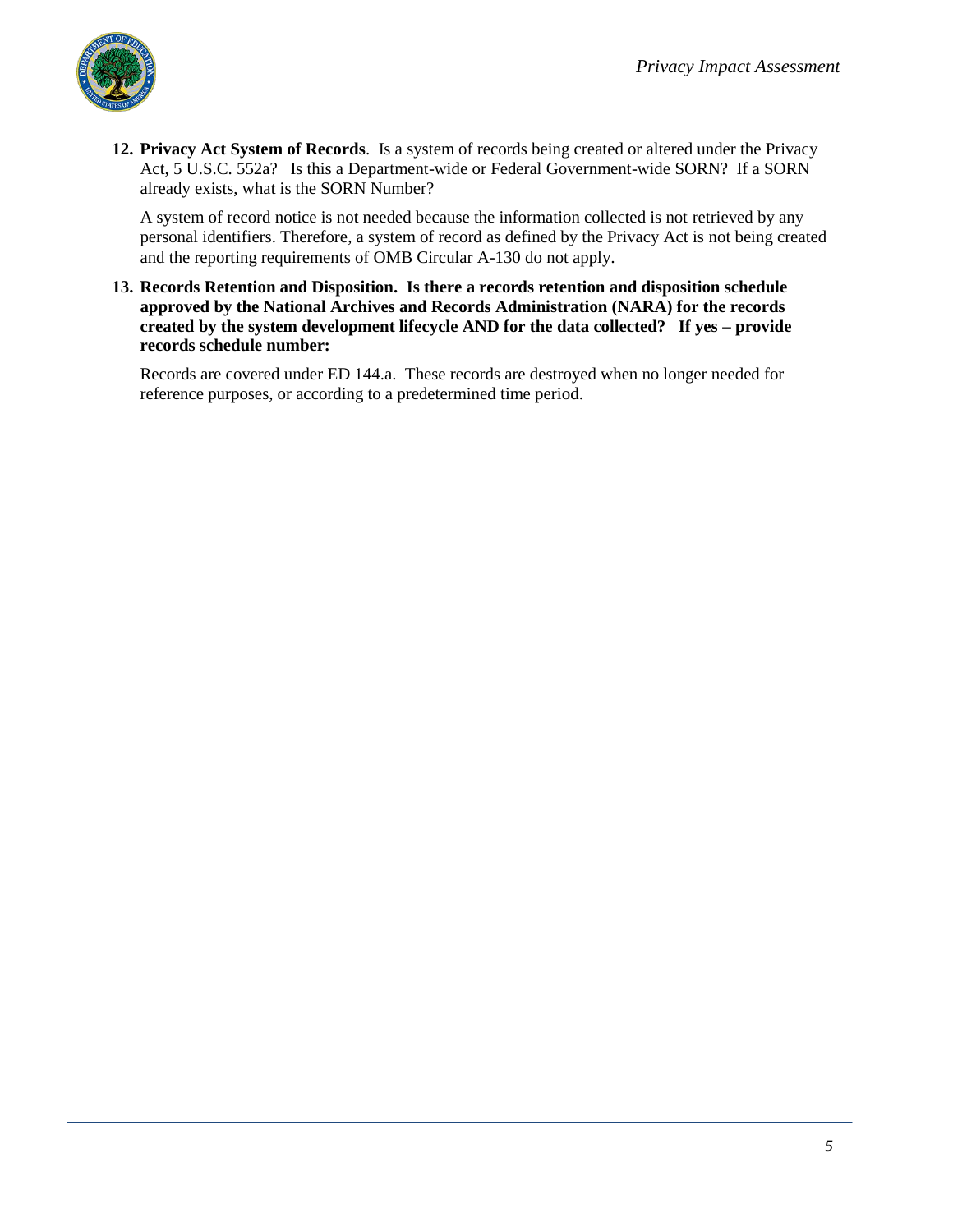12. **Privacy Act System of Records**. Is a system of records being created or altered under the Privacy Act, 5 U.S.C. 552a? Is this a Department-wide or Federal Government-wide SORN? If a SORN already exists, what is the SORN Number?

    A system of record notice is not needed because the information collected is not retrieved by any personal identifiers. Therefore, a system of record as defined by the Privacy Act is not being created and the reporting requirements of OMB Circular A-130 do not apply.

13. **Records Retention and Disposition. Is there a records retention and disposition schedule approved by the National Archives and Records Administration (NARA) for the records created by the system development lifecycle AND for the data collected? If yes – provide records schedule number:**

    Records are covered under ED 144.a. These records are destroyed when no longer needed for reference purposes, or according to a predetermined time period.